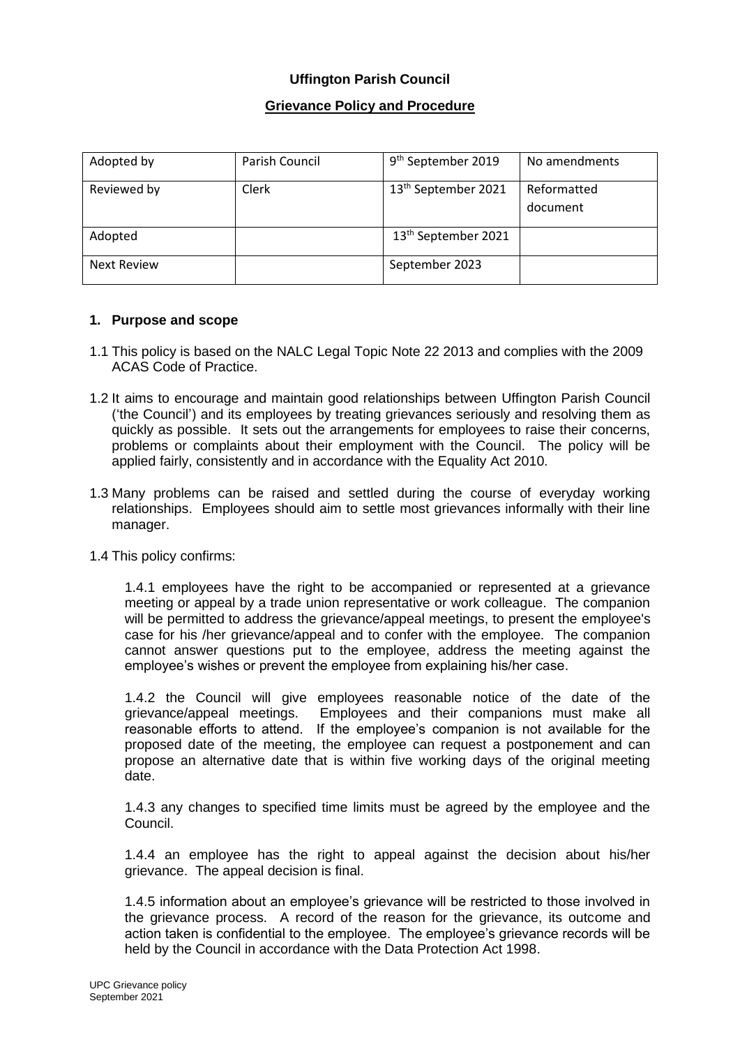**Uffington Parish Council**

**Grievance Policy and Procedure**

| Adopted by | Parish Council | 9th September 2019 | No amendments |
|---|---|---|---|
| Reviewed by | Clerk | 13th September 2021 | Reformatted document |
| Adopted | | 13th September 2021 | |
| Next Review | | September 2023 | |

## 1. Purpose and scope

1.1 This policy is based on the NALC Legal Topic Note 22 2013 and complies with the 2009 ACAS Code of Practice.

1.2 It aims to encourage and maintain good relationships between Uffington Parish Council ('the Council') and its employees by treating grievances seriously and resolving them as quickly as possible. It sets out the arrangements for employees to raise their concerns, problems or complaints about their employment with the Council. The policy will be applied fairly, consistently and in accordance with the Equality Act 2010.

1.3 Many problems can be raised and settled during the course of everyday working relationships. Employees should aim to settle most grievances informally with their line manager.

1.4 This policy confirms:

1.4.1 employees have the right to be accompanied or represented at a grievance meeting or appeal by a trade union representative or work colleague. The companion will be permitted to address the grievance/appeal meetings, to present the employee's case for his /her grievance/appeal and to confer with the employee. The companion cannot answer questions put to the employee, address the meeting against the employee's wishes or prevent the employee from explaining his/her case.

1.4.2 the Council will give employees reasonable notice of the date of the grievance/appeal meetings. Employees and their companions must make all reasonable efforts to attend. If the employee's companion is not available for the proposed date of the meeting, the employee can request a postponement and can propose an alternative date that is within five working days of the original meeting date.

1.4.3 any changes to specified time limits must be agreed by the employee and the Council.

1.4.4 an employee has the right to appeal against the decision about his/her grievance. The appeal decision is final.

1.4.5 information about an employee's grievance will be restricted to those involved in the grievance process. A record of the reason for the grievance, its outcome and action taken is confidential to the employee. The employee's grievance records will be held by the Council in accordance with the Data Protection Act 1998.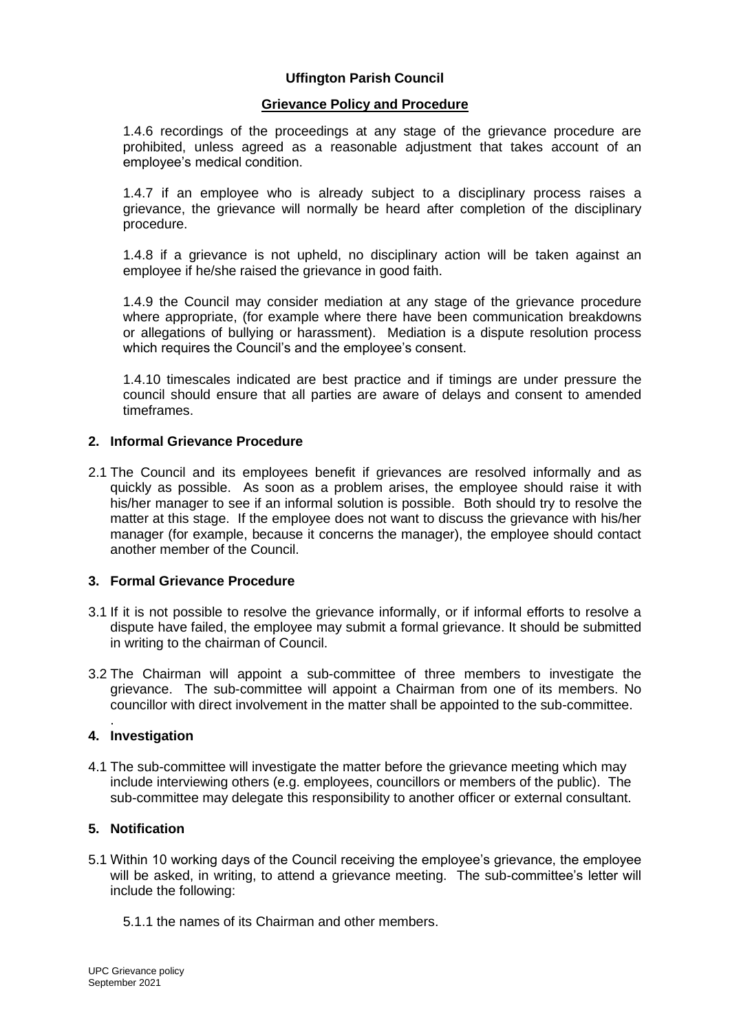**Uffington Parish Council**

**Grievance Policy and Procedure**

1.4.6 recordings of the proceedings at any stage of the grievance procedure are prohibited, unless agreed as a reasonable adjustment that takes account of an employee's medical condition.

1.4.7 if an employee who is already subject to a disciplinary process raises a grievance, the grievance will normally be heard after completion of the disciplinary procedure.

1.4.8 if a grievance is not upheld, no disciplinary action will be taken against an employee if he/she raised the grievance in good faith.

1.4.9 the Council may consider mediation at any stage of the grievance procedure where appropriate, (for example where there have been communication breakdowns or allegations of bullying or harassment). Mediation is a dispute resolution process which requires the Council's and the employee's consent.

1.4.10 timescales indicated are best practice and if timings are under pressure the council should ensure that all parties are aware of delays and consent to amended timeframes.

## 2. Informal Grievance Procedure

2.1 The Council and its employees benefit if grievances are resolved informally and as quickly as possible. As soon as a problem arises, the employee should raise it with his/her manager to see if an informal solution is possible. Both should try to resolve the matter at this stage. If the employee does not want to discuss the grievance with his/her manager (for example, because it concerns the manager), the employee should contact another member of the Council.

## 3. Formal Grievance Procedure

3.1 If it is not possible to resolve the grievance informally, or if informal efforts to resolve a dispute have failed, the employee may submit a formal grievance. It should be submitted in writing to the chairman of Council.

3.2 The Chairman will appoint a sub-committee of three members to investigate the grievance. The sub-committee will appoint a Chairman from one of its members. No councillor with direct involvement in the matter shall be appointed to the sub-committee.

## 4. Investigation

4.1 The sub-committee will investigate the matter before the grievance meeting which may include interviewing others (e.g. employees, councillors or members of the public). The sub-committee may delegate this responsibility to another officer or external consultant.

## 5. Notification

5.1 Within 10 working days of the Council receiving the employee's grievance, the employee will be asked, in writing, to attend a grievance meeting. The sub-committee's letter will include the following:

5.1.1 the names of its Chairman and other members.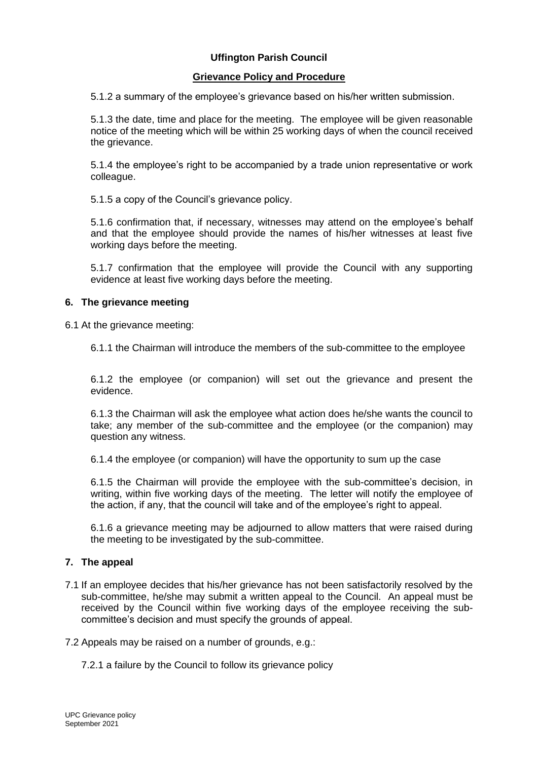**Uffington Parish Council**

**Grievance Policy and Procedure**

5.1.2 a summary of the employee's grievance based on his/her written submission.

5.1.3 the date, time and place for the meeting. The employee will be given reasonable notice of the meeting which will be within 25 working days of when the council received the grievance.

5.1.4 the employee's right to be accompanied by a trade union representative or work colleague.

5.1.5 a copy of the Council's grievance policy.

5.1.6 confirmation that, if necessary, witnesses may attend on the employee's behalf and that the employee should provide the names of his/her witnesses at least five working days before the meeting.

5.1.7 confirmation that the employee will provide the Council with any supporting evidence at least five working days before the meeting.

## 6. The grievance meeting

6.1 At the grievance meeting:

6.1.1 the Chairman will introduce the members of the sub-committee to the employee

6.1.2 the employee (or companion) will set out the grievance and present the evidence.

6.1.3 the Chairman will ask the employee what action does he/she wants the council to take; any member of the sub-committee and the employee (or the companion) may question any witness.

6.1.4 the employee (or companion) will have the opportunity to sum up the case

6.1.5 the Chairman will provide the employee with the sub-committee's decision, in writing, within five working days of the meeting. The letter will notify the employee of the action, if any, that the council will take and of the employee's right to appeal.

6.1.6 a grievance meeting may be adjourned to allow matters that were raised during the meeting to be investigated by the sub-committee.

## 7. The appeal

7.1 If an employee decides that his/her grievance has not been satisfactorily resolved by the sub-committee, he/she may submit a written appeal to the Council. An appeal must be received by the Council within five working days of the employee receiving the sub-committee's decision and must specify the grounds of appeal.

7.2 Appeals may be raised on a number of grounds, e.g.:

7.2.1 a failure by the Council to follow its grievance policy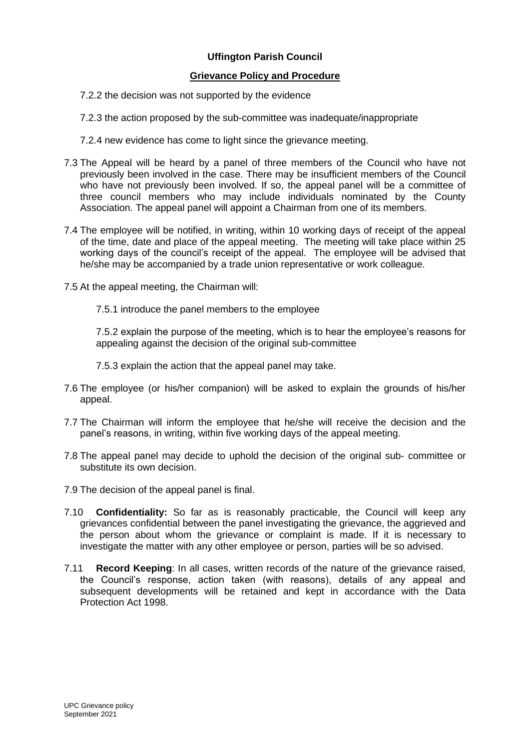7.2.2 the decision was not supported by the evidence

7.2.3 the action proposed by the sub-committee was inadequate/inappropriate

7.2.4 new evidence has come to light since the grievance meeting.

7.3 The Appeal will be heard by a panel of three members of the Council who have not previously been involved in the case. There may be insufficient members of the Council who have not previously been involved. If so, the appeal panel will be a committee of three council members who may include individuals nominated by the County Association. The appeal panel will appoint a Chairman from one of its members.

7.4 The employee will be notified, in writing, within 10 working days of receipt of the appeal of the time, date and place of the appeal meeting. The meeting will take place within 25 working days of the council's receipt of the appeal. The employee will be advised that he/she may be accompanied by a trade union representative or work colleague.

7.5 At the appeal meeting, the Chairman will:

7.5.1 introduce the panel members to the employee

7.5.2 explain the purpose of the meeting, which is to hear the employee's reasons for appealing against the decision of the original sub-committee

7.5.3 explain the action that the appeal panel may take.

7.6 The employee (or his/her companion) will be asked to explain the grounds of his/her appeal.

7.7 The Chairman will inform the employee that he/she will receive the decision and the panel's reasons, in writing, within five working days of the appeal meeting.

7.8 The appeal panel may decide to uphold the decision of the original sub- committee or substitute its own decision.

7.9 The decision of the appeal panel is final.

7.10 **Confidentiality:** So far as is reasonably practicable, the Council will keep any grievances confidential between the panel investigating the grievance, the aggrieved and the person about whom the grievance or complaint is made. If it is necessary to investigate the matter with any other employee or person, parties will be so advised.

7.11 **Record Keeping**: In all cases, written records of the nature of the grievance raised, the Council's response, action taken (with reasons), details of any appeal and subsequent developments will be retained and kept in accordance with the Data Protection Act 1998.